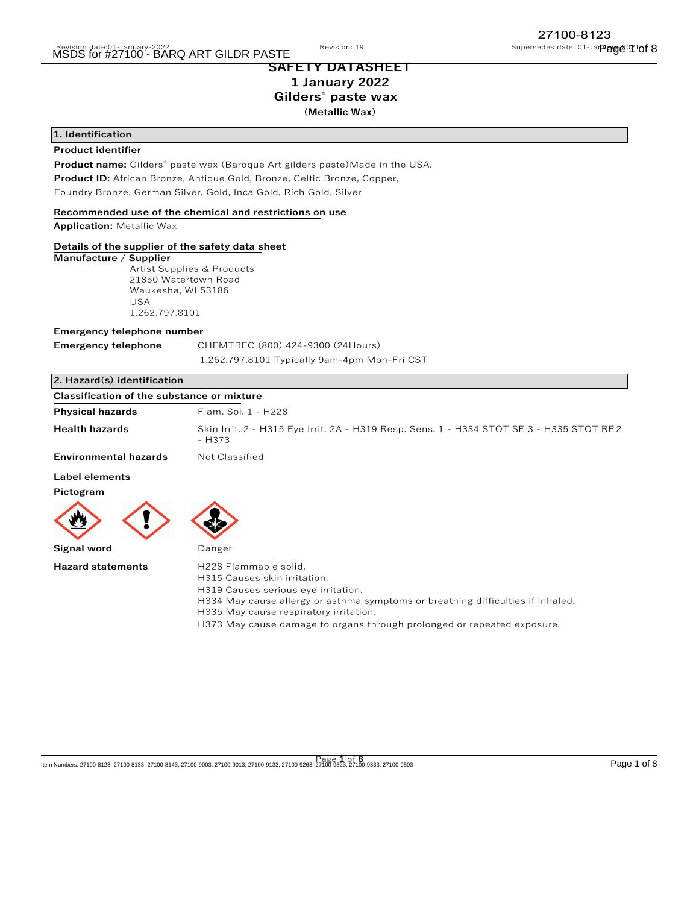# SAFETY DATASHEET

## 1 January 2022

## Gilders® paste wax

**(Metallic Wax)**

### 1. Identification

**Product identifier**

**Product name:** Gilders® paste wax (Baroque Art gilders paste)Made in the USA.

**Product ID:** African Bronze, Antique Gold, Bronze, Celtic Bronze, Copper, Foundry Bronze, German Silver, Gold, Inca Gold, Rich Gold, Silver

**Recommended use of the chemical and restrictions on use**

**Application:** Metallic Wax

**Details of the supplier of the safety data sheet**

**Manufacture / Supplier**

Artist Supplies & Products
21850 Watertown Road
Waukesha, WI 53186
USA
1.262.797.8101

**Emergency telephone number**

**Emergency telephone** CHEMTREC (800) 424-9300 (24Hours)
1.262.797.8101 Typically 9am-4pm Mon-Fri CST

### 2. Hazard(s) identification

**Classification of the substance or mixture**

| | |
|---|---|
| **Physical hazards** | Flam. Sol. 1 - H228 |
| **Health hazards** | Skin Irrit. 2 - H315 Eye Irrit. 2A - H319 Resp. Sens. 1 - H334 STOT SE 3 - H335 STOT RE2 - H373 |
| **Environmental hazards** | Not Classified |

**Label elements**

**Pictogram**

**Signal word** Danger

**Hazard statements**

H228 Flammable solid.
H315 Causes skin irritation.
H319 Causes serious eye irritation.
H334 May cause allergy or asthma symptoms or breathing difficulties if inhaled.
H335 May cause respiratory irritation.
H373 May cause damage to organs through prolonged or repeated exposure.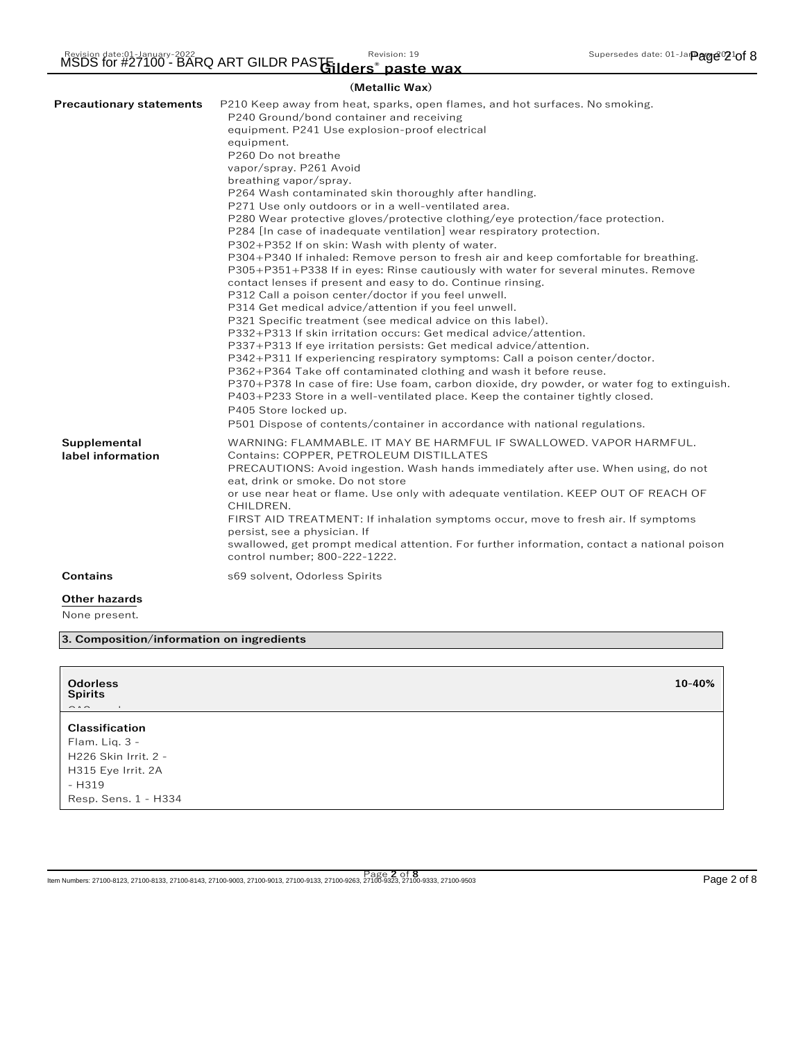**(Metallic Wax)**

| | |
|---|---|
| **Precautionary statements** | P210 Keep away from heat, sparks, open flames, and hot surfaces. No smoking.<br>P240 Ground/bond container and receiving<br>equipment. P241 Use explosion-proof electrical<br>equipment.<br>P260 Do not breathe<br>vapor/spray. P261 Avoid<br>breathing vapor/spray.<br>P264 Wash contaminated skin thoroughly after handling.<br>P271 Use only outdoors or in a well-ventilated area.<br>P280 Wear protective gloves/protective clothing/eye protection/face protection.<br>P284 [In case of inadequate ventilation] wear respiratory protection.<br>P302+P352 If on skin: Wash with plenty of water.<br>P304+P340 If inhaled: Remove person to fresh air and keep comfortable for breathing.<br>P305+P351+P338 If in eyes: Rinse cautiously with water for several minutes. Remove contact lenses if present and easy to do. Continue rinsing.<br>P312 Call a poison center/doctor if you feel unwell.<br>P314 Get medical advice/attention if you feel unwell.<br>P321 Specific treatment (see medical advice on this label).<br>P332+P313 If skin irritation occurs: Get medical advice/attention.<br>P337+P313 If eye irritation persists: Get medical advice/attention.<br>P342+P311 If experiencing respiratory symptoms: Call a poison center/doctor.<br>P362+P364 Take off contaminated clothing and wash it before reuse.<br>P370+P378 In case of fire: Use foam, carbon dioxide, dry powder, or water fog to extinguish.<br>P403+P233 Store in a well-ventilated place. Keep the container tightly closed.<br>P405 Store locked up.<br>P501 Dispose of contents/container in accordance with national regulations. |
| **Supplemental label information** | WARNING: FLAMMABLE. IT MAY BE HARMFUL IF SWALLOWED. VAPOR HARMFUL.<br>Contains: COPPER, PETROLEUM DISTILLATES<br>PRECAUTIONS: Avoid ingestion. Wash hands immediately after use. When using, do not eat, drink or smoke. Do not store<br>or use near heat or flame. Use only with adequate ventilation. KEEP OUT OF REACH OF CHILDREN.<br>FIRST AID TREATMENT: If inhalation symptoms occur, move to fresh air. If symptoms persist, see a physician. If<br>swallowed, get prompt medical attention. For further information, contact a national poison control number; 800-222-1222. |
| **Contains** | s69 solvent, Odorless Spirits |

**Other hazards**

None present.

## 3. Composition/information on ingredients

| **Odorless Spirits** | **10-40%** |
|---|---|
| **Classification**<br>Flam. Liq. 3 -<br>H226 Skin Irrit. 2 -<br>H315 Eye Irrit. 2A<br>- H319<br>Resp. Sens. 1 - H334 | |

Item Numbers: 27100-8123, 27100-8133, 27100-8143, 27100-9003, 27100-9013, 27100-9133, 27100-9263, 27100-9323, 27100-9333, 27100-9503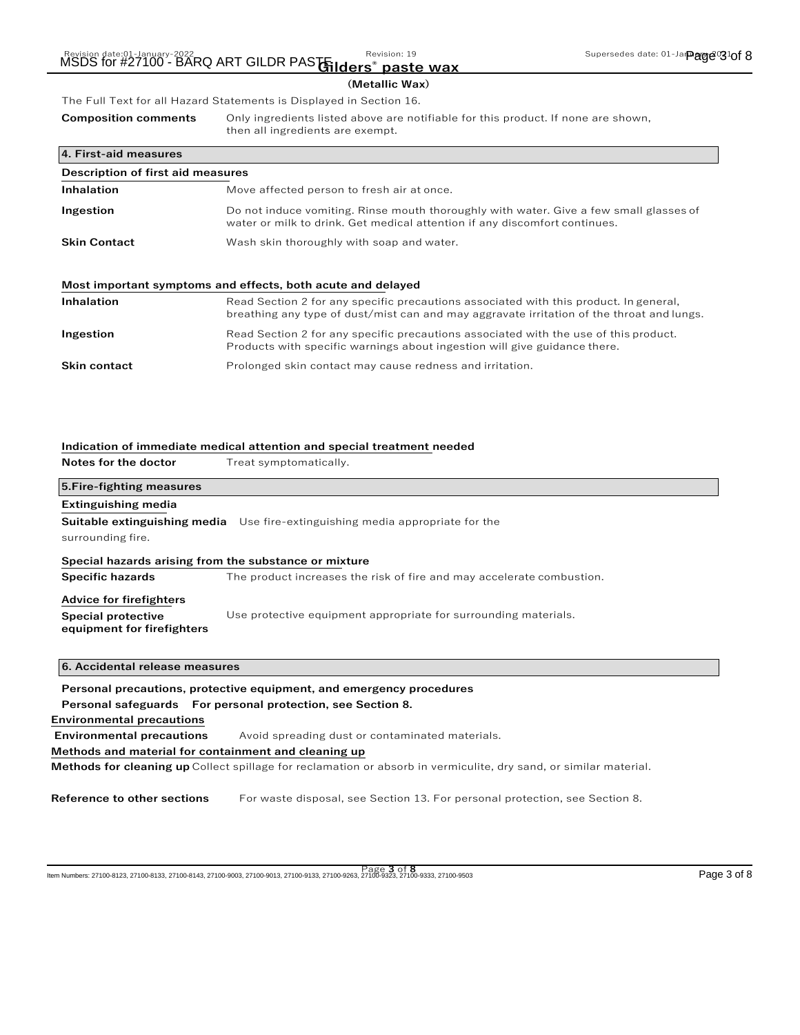The Full Text for all Hazard Statements is Displayed in Section 16.

**Composition comments** Only ingredients listed above are notifiable for this product. If none are shown, then all ingredients are exempt.

## 4. First-aid measures

### Description of first aid measures

**Inhalation** Move affected person to fresh air at once.

**Ingestion** Do not induce vomiting. Rinse mouth thoroughly with water. Give a few small glasses of water or milk to drink. Get medical attention if any discomfort continues.

**Skin Contact** Wash skin thoroughly with soap and water.

### Most important symptoms and effects, both acute and delayed

**Inhalation** Read Section 2 for any specific precautions associated with this product. In general, breathing any type of dust/mist can and may aggravate irritation of the throat and lungs.

**Ingestion** Read Section 2 for any specific precautions associated with the use of this product. Products with specific warnings about ingestion will give guidance there.

**Skin contact** Prolonged skin contact may cause redness and irritation.

### Indication of immediate medical attention and special treatment needed

**Notes for the doctor** Treat symptomatically.

## 5.Fire-fighting measures

### Extinguishing media

**Suitable extinguishing media** Use fire-extinguishing media appropriate for the surrounding fire.

### Special hazards arising from the substance or mixture

**Specific hazards** The product increases the risk of fire and may accelerate combustion.

### Advice for firefighters

**Special protective equipment for firefighters** Use protective equipment appropriate for surrounding materials.

## 6. Accidental release measures

**Personal precautions, protective equipment, and emergency procedures**

**Personal safeguards For personal protection, see Section 8.**

### Environmental precautions

**Environmental precautions** Avoid spreading dust or contaminated materials.

### Methods and material for containment and cleaning up

**Methods for cleaning up** Collect spillage for reclamation or absorb in vermiculite, dry sand, or similar material.

**Reference to other sections** For waste disposal, see Section 13. For personal protection, see Section 8.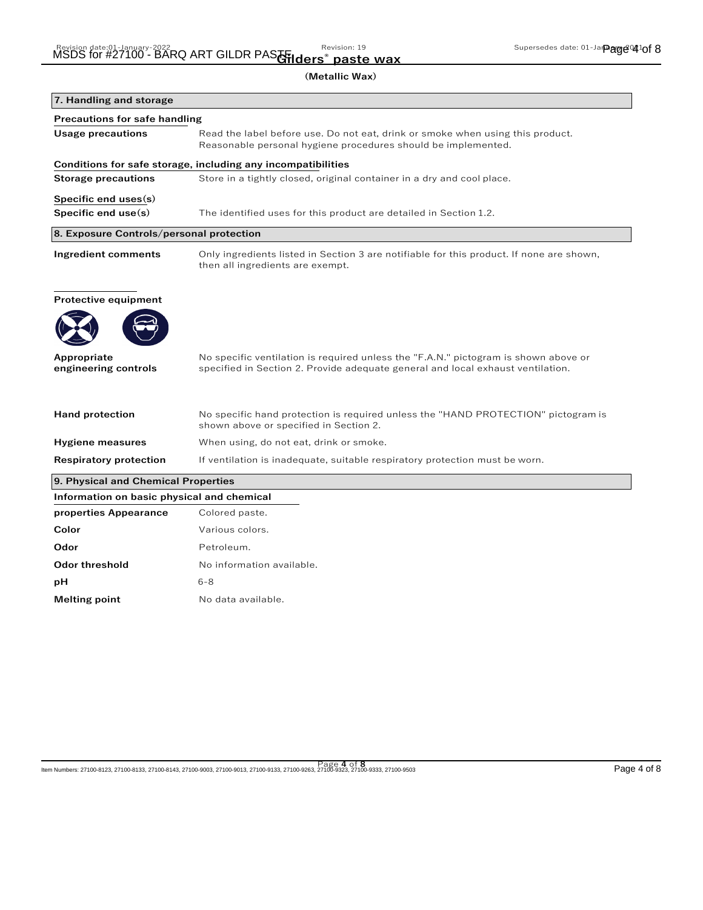**Gilders® paste wax**

**(Metallic Wax)**

## 7. Handling and storage

**Precautions for safe handling**

| | |
|---|---|
| **Usage precautions** | Read the label before use. Do not eat, drink or smoke when using this product. Reasonable personal hygiene procedures should be implemented. |

**Conditions for safe storage, including any incompatibilities**

| | |
|---|---|
| **Storage precautions** | Store in a tightly closed, original container in a dry and cool place. |

**Specific end uses(s)**

| | |
|---|---|
| **Specific end use(s)** | The identified uses for this product are detailed in Section 1.2. |

## 8. Exposure Controls/personal protection

| | |
|---|---|
| **Ingredient comments** | Only ingredients listed in Section 3 are notifiable for this product. If none are shown, then all ingredients are exempt. |

**Protective equipment**

| | |
|---|---|
| **Appropriate engineering controls** | No specific ventilation is required unless the "F.A.N." pictogram is shown above or specified in Section 2. Provide adequate general and local exhaust ventilation. |
| **Hand protection** | No specific hand protection is required unless the "HAND PROTECTION" pictogram is shown above or specified in Section 2. |
| **Hygiene measures** | When using, do not eat, drink or smoke. |
| **Respiratory protection** | If ventilation is inadequate, suitable respiratory protection must be worn. |

## 9. Physical and Chemical Properties

**Information on basic physical and chemical properties**

| | |
|---|---|
| **Appearance** | Colored paste. |
| **Color** | Various colors. |
| **Odor** | Petroleum. |
| **Odor threshold** | No information available. |
| **pH** | 6-8 |
| **Melting point** | No data available. |

Item Numbers: 27100-8123, 27100-8133, 27100-8143, 27100-9003, 27100-9013, 27100-9133, 27100-9263, 27100-9323, 27100-9333, 27100-9503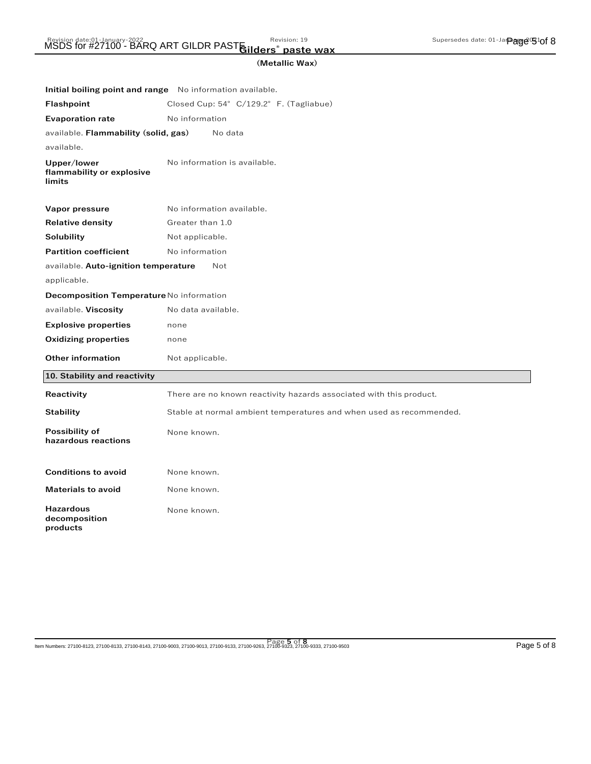**(Metallic Wax)**

| | |
|---|---|
| **Initial boiling point and range** | No information available. |
| **Flashpoint** | Closed Cup: 54° C/129.2° F. (Tagliabue) |
| **Evaporation rate** | No information available. |
| **Flammability (solid, gas)** | No data available. |
| **Upper/lower flammability or explosive limits** | No information is available. |
| **Vapor pressure** | No information available. |
| **Relative density** | Greater than 1.0 |
| **Solubility** | Not applicable. |
| **Partition coefficient** | No information available. |
| **Auto-ignition temperature** | Not applicable. |
| **Decomposition Temperature** | No information available. |
| **Viscosity** | No data available. |
| **Explosive properties** | none |
| **Oxidizing properties** | none |
| **Other information** | Not applicable. |

## 10. Stability and reactivity

| | |
|---|---|
| **Reactivity** | There are no known reactivity hazards associated with this product. |
| **Stability** | Stable at normal ambient temperatures and when used as recommended. |
| **Possibility of hazardous reactions** | None known. |
| **Conditions to avoid** | None known. |
| **Materials to avoid** | None known. |
| **Hazardous decomposition products** | None known. |

Item Numbers: 27100-8123, 27100-8133, 27100-8143, 27100-9003, 27100-9013, 27100-9133, 27100-9263, 27100-9323, 27100-9333, 27100-9503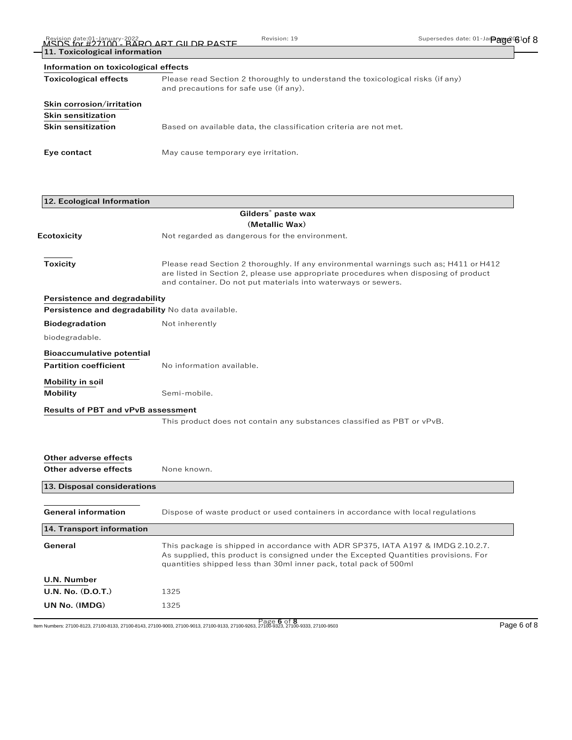## 11. Toxicological information

**Information on toxicological effects**

**Toxicological effects** Please read Section 2 thoroughly to understand the toxicological risks (if any) and precautions for safe use (if any).

**Skin corrosion/irritation**

**Skin sensitization**

**Skin sensitization** Based on available data, the classification criteria are not met.

**Eye contact** May cause temporary eye irritation.

## 12. Ecological Information

**Gilders® paste wax**
**(Metallic Wax)**

**Ecotoxicity** Not regarded as dangerous for the environment.

**Toxicity** Please read Section 2 thoroughly. If any environmental warnings such as; H411 or H412 are listed in Section 2, please use appropriate procedures when disposing of product and container. Do not put materials into waterways or sewers.

**Persistence and degradability**

**Persistence and degradability** No data available.

**Biodegradation** Not inherently biodegradable.

**Bioaccumulative potential**

**Partition coefficient** No information available.

**Mobility in soil**

**Mobility** Semi-mobile.

**Results of PBT and vPvB assessment**

This product does not contain any substances classified as PBT or vPvB.

**Other adverse effects**

**Other adverse effects** None known.

## 13. Disposal considerations

**General information** Dispose of waste product or used containers in accordance with local regulations

## 14. Transport information

**General** This package is shipped in accordance with ADR SP375, IATA A197 & IMDG 2.10.2.7. As supplied, this product is consigned under the Excepted Quantities provisions. For quantities shipped less than 30ml inner pack, total pack of 500ml

**U.N. Number**

**U.N. No. (D.O.T.)** 1325

**UN No. (IMDG)** 1325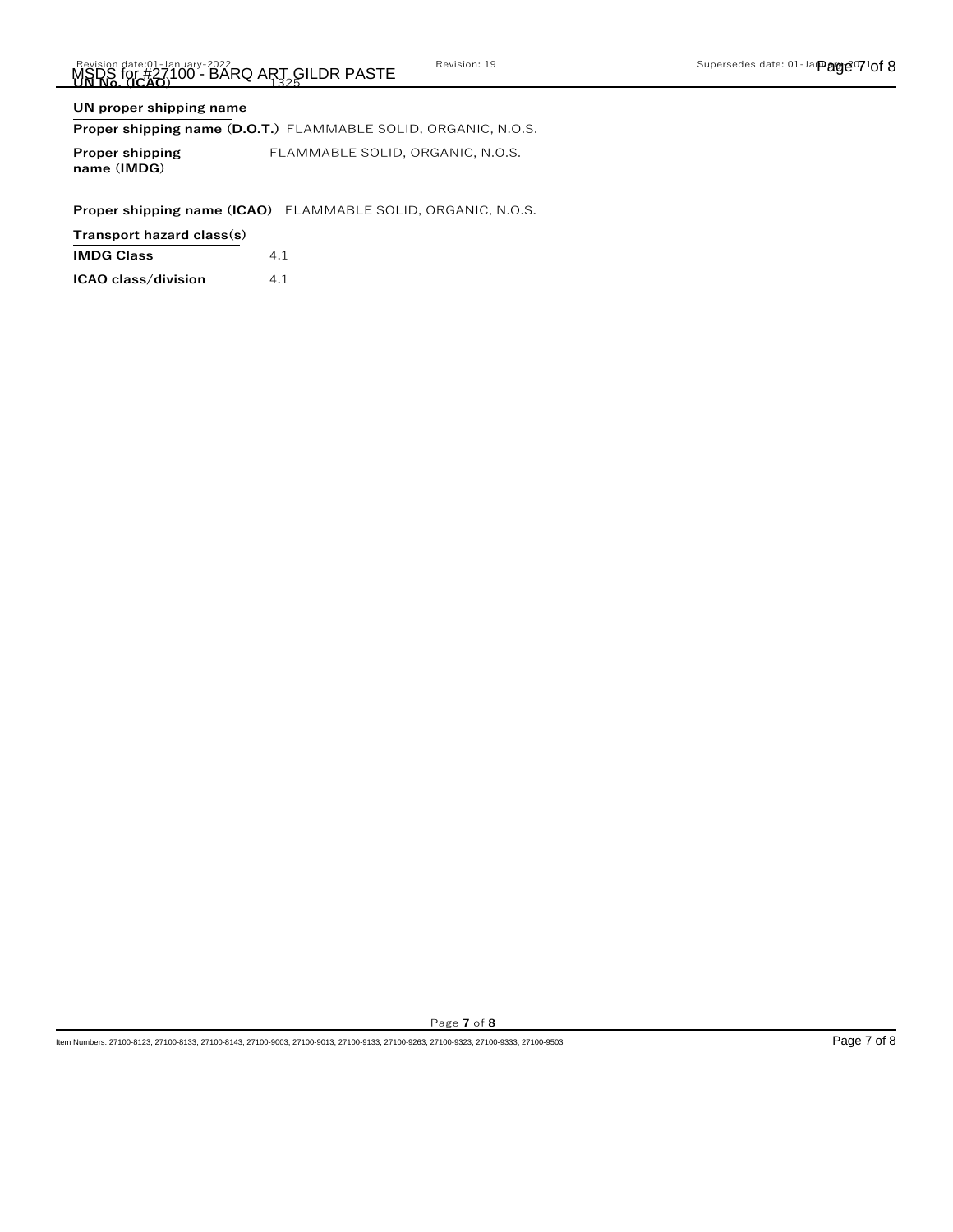**UN No. (ICAO)** 1325

**UN proper shipping name**

**Proper shipping name (D.O.T.)** FLAMMABLE SOLID, ORGANIC, N.O.S.

**Proper shipping name (IMDG)** FLAMMABLE SOLID, ORGANIC, N.O.S.

**Proper shipping name (ICAO)** FLAMMABLE SOLID, ORGANIC, N.O.S.

**Transport hazard class(s)**

**IMDG Class** 4.1

**ICAO class/division** 4.1

Item Numbers: 27100-8123, 27100-8133, 27100-8143, 27100-9003, 27100-9013, 27100-9133, 27100-9263, 27100-9323, 27100-9333, 27100-9503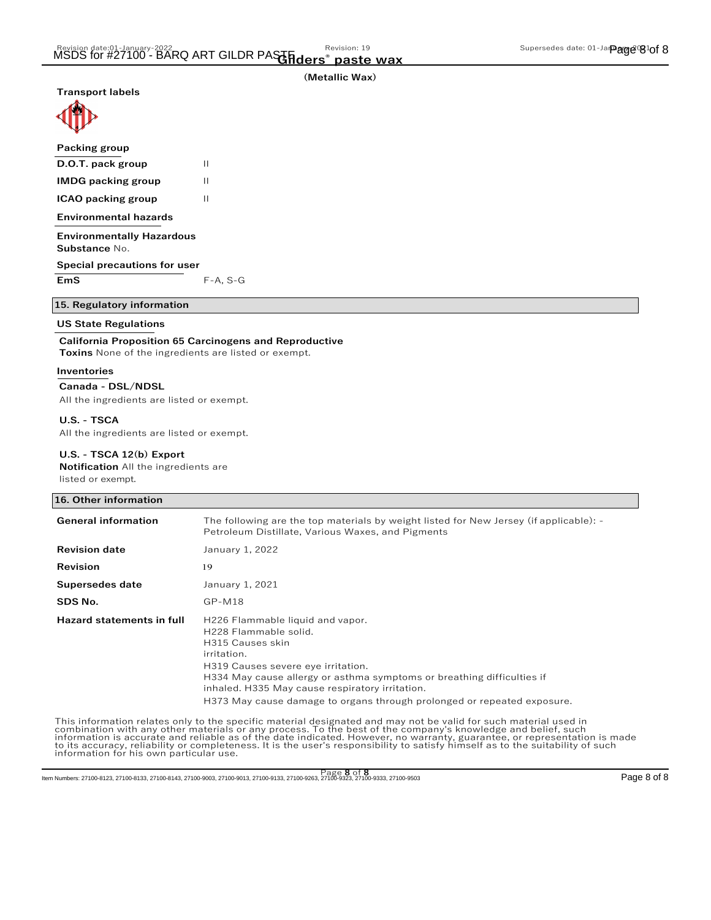**Transport labels**

**Packing group**

| | |
|---|---|
| **D.O.T. pack group** | II |
| **IMDG packing group** | II |
| **ICAO packing group** | II |

**Environmental hazards**

**Environmentally Hazardous Substance** No.

**Special precautions for user**

| | |
|---|---|
| **EmS** | F-A, S-G |

## 15. Regulatory information

### US State Regulations

**California Proposition 65 Carcinogens and Reproductive Toxins** None of the ingredients are listed or exempt.

### Inventories

**Canada - DSL/NDSL**

All the ingredients are listed or exempt.

**U.S. - TSCA**

All the ingredients are listed or exempt.

**U.S. - TSCA 12(b) Export Notification** All the ingredients are listed or exempt.

## 16. Other information

| | |
|---|---|
| **General information** | The following are the top materials by weight listed for New Jersey (if applicable): - Petroleum Distillate, Various Waxes, and Pigments |
| **Revision date** | January 1, 2022 |
| **Revision** | 19 |
| **Supersedes date** | January 1, 2021 |
| **SDS No.** | GP-M18 |
| **Hazard statements in full** | H226 Flammable liquid and vapor.<br>H228 Flammable solid.<br>H315 Causes skin irritation.<br>H319 Causes severe eye irritation.<br>H334 May cause allergy or asthma symptoms or breathing difficulties if inhaled. H335 May cause respiratory irritation.<br>H373 May cause damage to organs through prolonged or repeated exposure. |

This information relates only to the specific material designated and may not be valid for such material used in combination with any other materials or any process. To the best of the company's knowledge and belief, such information is accurate and reliable as of the date indicated. However, no warranty, guarantee, or representation is made to its accuracy, reliability or completeness. It is the user's responsibility to satisfy himself as to the suitability of such information for his own particular use.

Item Numbers: 27100-8123, 27100-8133, 27100-8143, 27100-9003, 27100-9013, 27100-9133, 27100-9263, 27100-9323, 27100-9333, 27100-9503